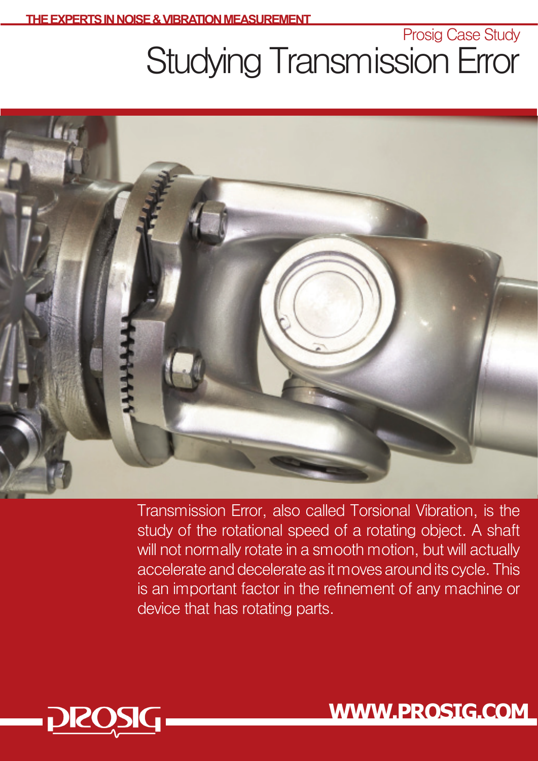THE EXPERTS IN NOISE & VIBRATION MEASUREMENT

Prosig Case Study

# Studying Transmission Error

Transmission Error, also called Torsional Vibration, is the study of the rotational speed of a rotating object. A shaft will not normally rotate in a smooth motion, but will actually accelerate and decelerate as it moves around its cycle. This is an important factor in the refinement of any machine or device that has rotating parts.

PROSIG

WWW.PROSIG.COM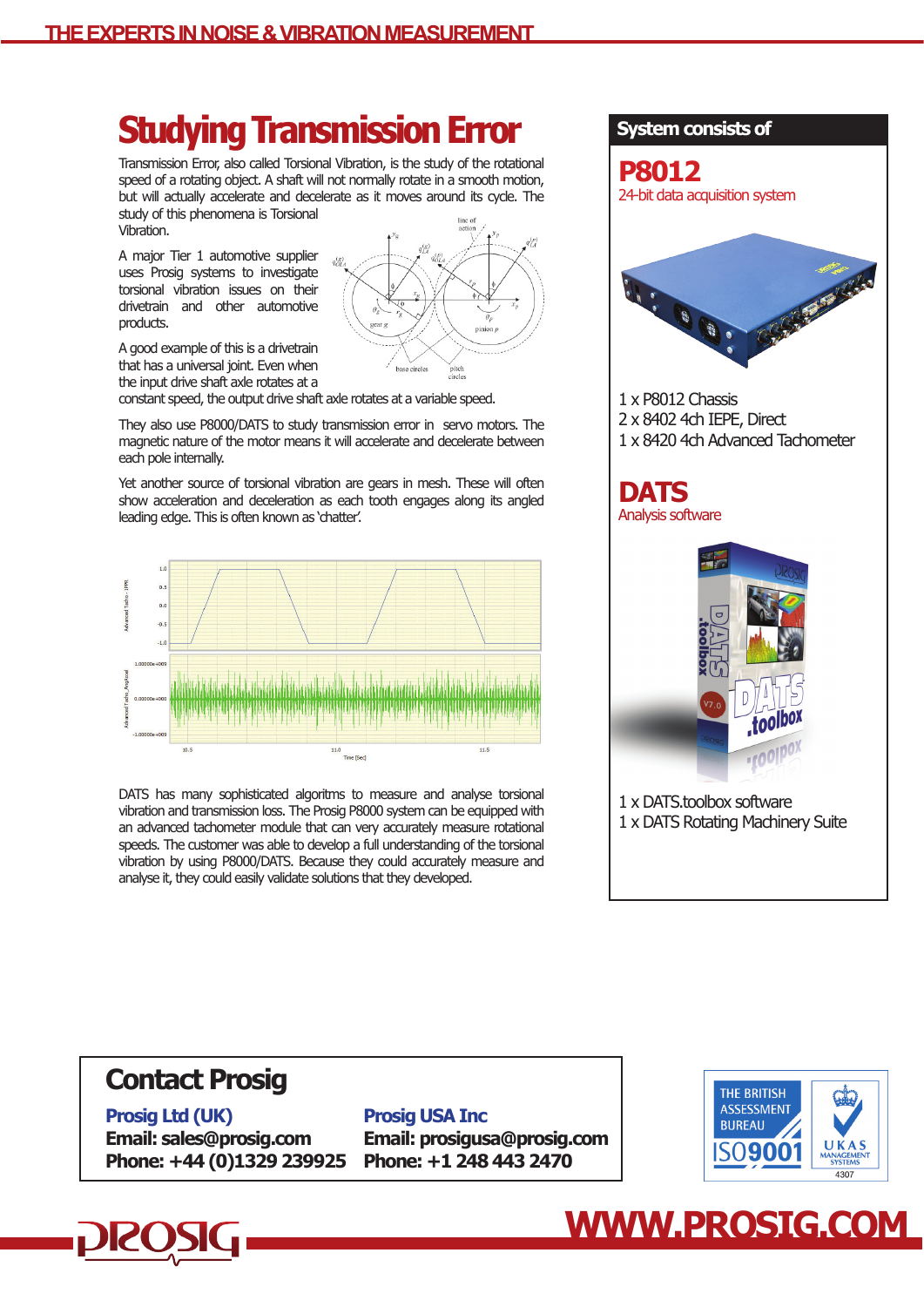# Studying Transmission Error

Transmission Error, also called Torsional Vibration, is the study of the rotational speed of a rotating object. A shaft will not normally rotate in a smooth motion, but will actually accelerate and decelerate as it moves around its cycle. The study of this phenomena is Torsional Vibration.

A major Tier 1 automotive supplier uses Prosig systems to investigate torsional vibration issues on their drivetrain and other automotive products.

A good example of this is a drivetrain that has a universal joint. Even when the input drive shaft axle rotates at a constant speed, the output drive shaft axle rotates at a variable speed.

line of action

gear g

pinion p

base circles

pitch circles

They also use P8000/DATS to study transmission error in servo motors. The magnetic nature of the motor means it will accelerate and decelerate between each pole internally.

Yet another source of torsional vibration are gears in mesh. These will often show acceleration and deceleration as each tooth engages along its angled leading edge. This is often known as 'chatter'.

Advanced Tacho - 1PPR

1.0
0.5
0.0
-0.5
-1.0

Advanced Tacho_Angluar

1.00000e+009
0.00000e+000
-1.00000e+009

10.5
11.0
11.5
Time [Sec]

DATS has many sophisticated algoritms to measure and analyse torsional vibration and transmission loss. The Prosig P8000 system can be equipped with an advanced tachometer module that can very accurately measure rotational speeds. The customer was able to develop a full understanding of the torsional vibration by using P8000/DATS. Because they could accurately measure and analyse it, they could easily validate solutions that they developed.

## System consists of

### P8012

24-bit data acquisition system

1 x P8012 Chassis
2 x 8402 4ch IEPE, Direct
1 x 8420 4ch Advanced Tachometer

### DATS

Analysis software

1 x DATS.toolbox software
1 x DATS Rotating Machinery Suite

## Contact Prosig

**Prosig Ltd (UK)**
**Email: sales@prosig.com**
**Phone: +44 (0)1329 239925**

**Prosig USA Inc**
**Email: prosigusa@prosig.com**
**Phone: +1 248 443 2470**

THE BRITISH ASSESSMENT BUREAU ISO9001

UKAS MANAGEMENT SYSTEMS 4307

WWW.PROSIG.COM